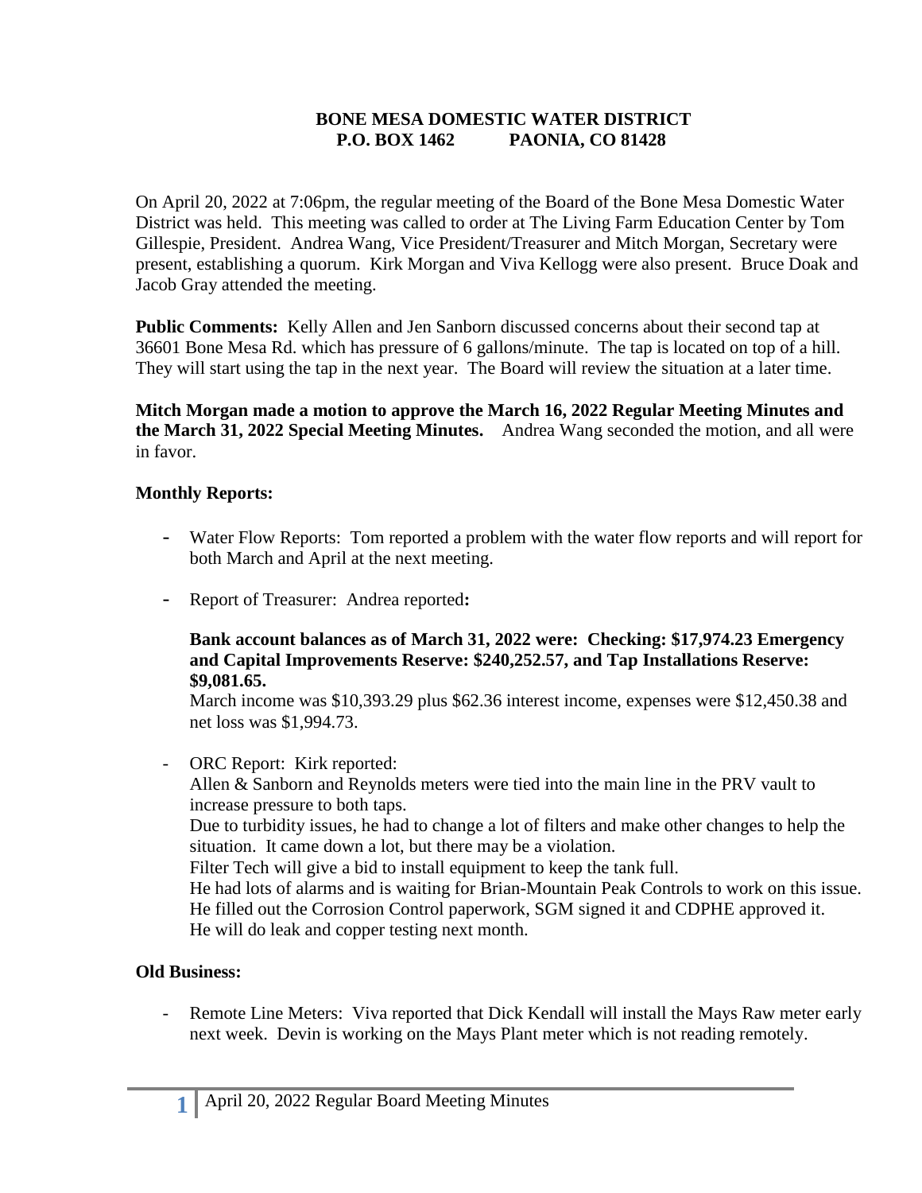**BONE MESA DOMESTIC WATER DISTRICT**
**P.O. BOX 1462 PAONIA, CO 81428**

On April 20, 2022 at 7:06pm, the regular meeting of the Board of the Bone Mesa Domestic Water District was held. This meeting was called to order at The Living Farm Education Center by Tom Gillespie, President. Andrea Wang, Vice President/Treasurer and Mitch Morgan, Secretary were present, establishing a quorum. Kirk Morgan and Viva Kellogg were also present. Bruce Doak and Jacob Gray attended the meeting.

**Public Comments:** Kelly Allen and Jen Sanborn discussed concerns about their second tap at 36601 Bone Mesa Rd. which has pressure of 6 gallons/minute. The tap is located on top of a hill. They will start using the tap in the next year. The Board will review the situation at a later time.

**Mitch Morgan made a motion to approve the March 16, 2022 Regular Meeting Minutes and the March 31, 2022 Special Meeting Minutes.** Andrea Wang seconded the motion, and all were in favor.

**Monthly Reports:**

- Water Flow Reports: Tom reported a problem with the water flow reports and will report for both March and April at the next meeting.
- Report of Treasurer: Andrea reported**:**

  **Bank account balances as of March 31, 2022 were: Checking: $17,974.23 Emergency and Capital Improvements Reserve: $240,252.57, and Tap Installations Reserve: $9,081.65.**
  March income was $10,393.29 plus $62.36 interest income, expenses were $12,450.38 and net loss was $1,994.73.

- ORC Report: Kirk reported:
  Allen & Sanborn and Reynolds meters were tied into the main line in the PRV vault to increase pressure to both taps.
  Due to turbidity issues, he had to change a lot of filters and make other changes to help the situation. It came down a lot, but there may be a violation.
  Filter Tech will give a bid to install equipment to keep the tank full.
  He had lots of alarms and is waiting for Brian-Mountain Peak Controls to work on this issue.
  He filled out the Corrosion Control paperwork, SGM signed it and CDPHE approved it.
  He will do leak and copper testing next month.

**Old Business:**

- Remote Line Meters: Viva reported that Dick Kendall will install the Mays Raw meter early next week. Devin is working on the Mays Plant meter which is not reading remotely.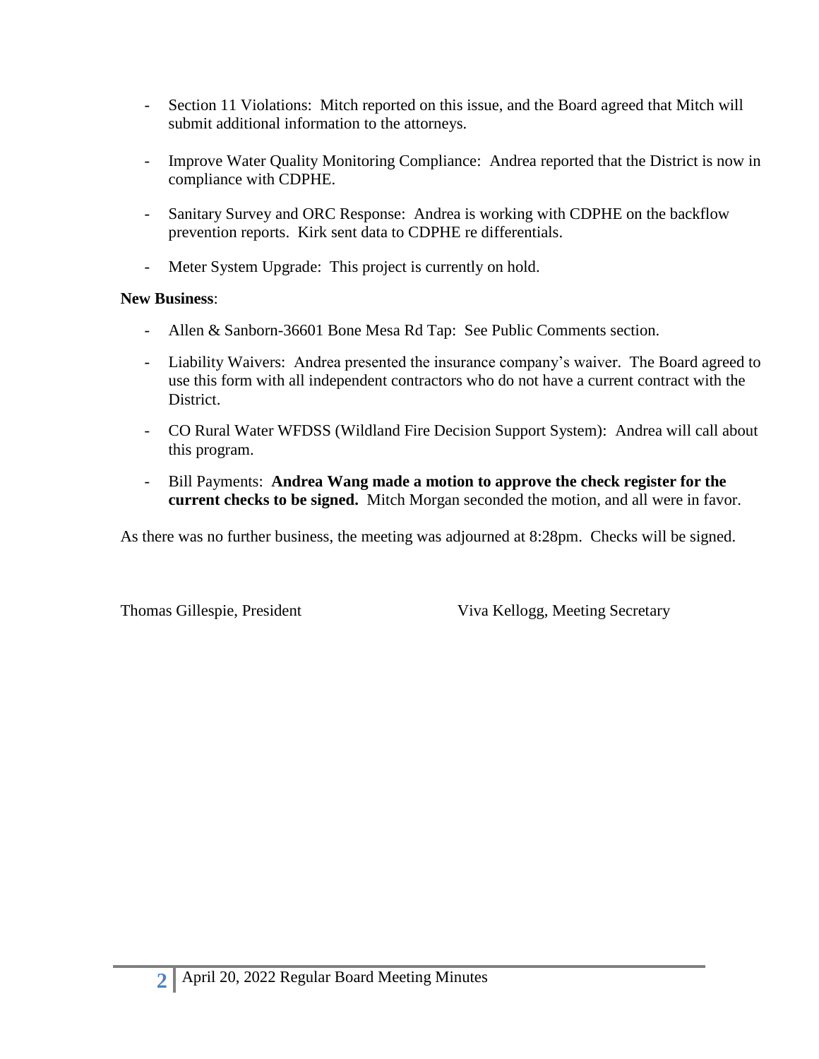- Section 11 Violations: Mitch reported on this issue, and the Board agreed that Mitch will submit additional information to the attorneys.
- Improve Water Quality Monitoring Compliance: Andrea reported that the District is now in compliance with CDPHE.
- Sanitary Survey and ORC Response: Andrea is working with CDPHE on the backflow prevention reports. Kirk sent data to CDPHE re differentials.
- Meter System Upgrade: This project is currently on hold.

**New Business**:

- Allen & Sanborn-36601 Bone Mesa Rd Tap: See Public Comments section.
- Liability Waivers: Andrea presented the insurance company's waiver. The Board agreed to use this form with all independent contractors who do not have a current contract with the District.
- CO Rural Water WFDSS (Wildland Fire Decision Support System): Andrea will call about this program.
- Bill Payments: **Andrea Wang made a motion to approve the check register for the current checks to be signed.** Mitch Morgan seconded the motion, and all were in favor.

As there was no further business, the meeting was adjourned at 8:28pm. Checks will be signed.

Thomas Gillespie, President

Viva Kellogg, Meeting Secretary